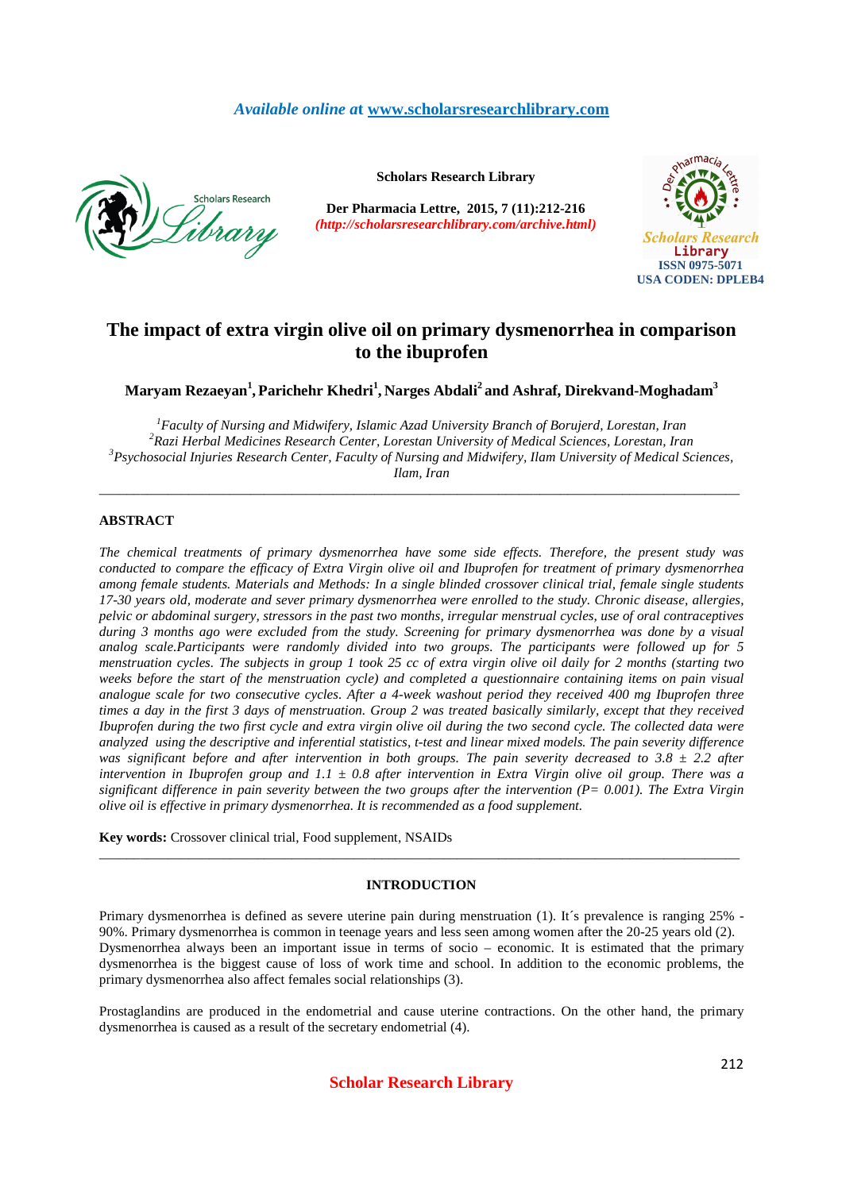# The impact of extra virgin olive oil on primary dysmenorrhea in comparison to the ibuprofen

**Maryam Rezaeyan[1], Parichehr Khedri[1], Narges Abdali[2] and Ashraf, Direkvand-Moghadam[3]**

[1]*Faculty of Nursing and Midwifery, Islamic Azad University Branch of Borujerd, Lorestan, Iran*
[2]*Razi Herbal Medicines Research Center, Lorestan University of Medical Sciences, Lorestan, Iran*
[3]*Psychosocial Injuries Research Center, Faculty of Nursing and Midwifery, Ilam University of Medical Sciences, Ilam, Iran*

---

## ABSTRACT

*The chemical treatments of primary dysmenorrhea have some side effects. Therefore, the present study was conducted to compare the efficacy of Extra Virgin olive oil and Ibuprofen for treatment of primary dysmenorrhea among female students. Materials and Methods: In a single blinded crossover clinical trial, female single students 17-30 years old, moderate and sever primary dysmenorrhea were enrolled to the study. Chronic disease, allergies, pelvic or abdominal surgery, stressors in the past two months, irregular menstrual cycles, use of oral contraceptives during 3 months ago were excluded from the study. Screening for primary dysmenorrhea was done by a visual analog scale.Participants were randomly divided into two groups. The participants were followed up for 5 menstruation cycles. The subjects in group 1 took 25 cc of extra virgin olive oil daily for 2 months (starting two weeks before the start of the menstruation cycle) and completed a questionnaire containing items on pain visual analogue scale for two consecutive cycles. After a 4-week washout period they received 400 mg Ibuprofen three times a day in the first 3 days of menstruation. Group 2 was treated basically similarly, except that they received Ibuprofen during the two first cycle and extra virgin olive oil during the two second cycle. The collected data were analyzed using the descriptive and inferential statistics, t-test and linear mixed models. The pain severity difference was significant before and after intervention in both groups. The pain severity decreased to 3.8 ± 2.2 after intervention in Ibuprofen group and 1.1 ± 0.8 after intervention in Extra Virgin olive oil group. There was a significant difference in pain severity between the two groups after the intervention (P= 0.001). The Extra Virgin olive oil is effective in primary dysmenorrhea. It is recommended as a food supplement.*

**Key words:** Crossover clinical trial, Food supplement, NSAIDs

---

## INTRODUCTION

Primary dysmenorrhea is defined as severe uterine pain during menstruation (1). It´s prevalence is ranging 25% - 90%. Primary dysmenorrhea is common in teenage years and less seen among women after the 20-25 years old (2). Dysmenorrhea always been an important issue in terms of socio – economic. It is estimated that the primary dysmenorrhea is the biggest cause of loss of work time and school. In addition to the economic problems, the primary dysmenorrhea also affect females social relationships (3).

Prostaglandins are produced in the endometrial and cause uterine contractions. On the other hand, the primary dysmenorrhea is caused as a result of the secretary endometrial (4).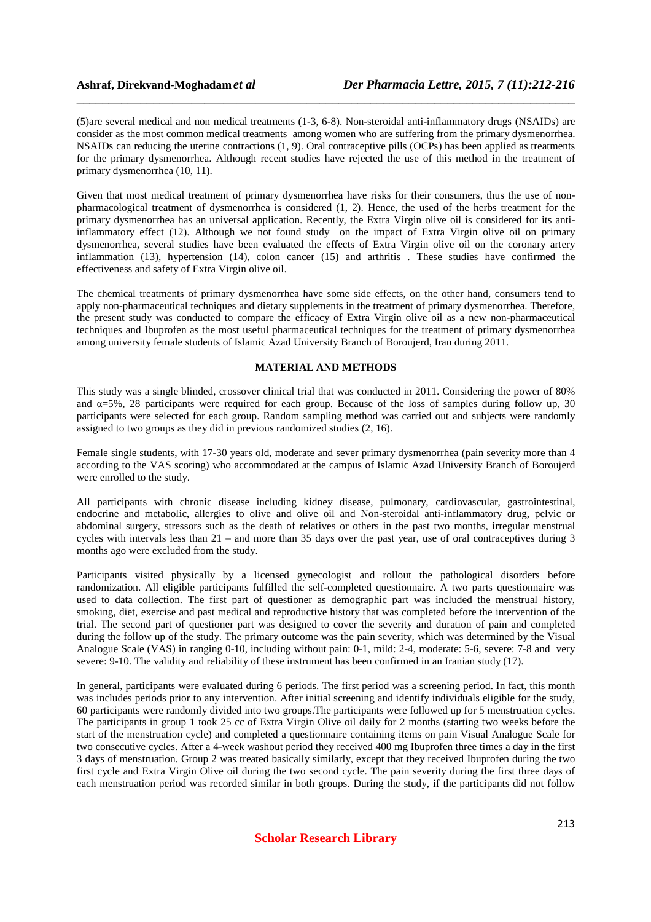(5)are several medical and non medical treatments (1-3, 6-8). Non-steroidal anti-inflammatory drugs (NSAIDs) are consider as the most common medical treatments among women who are suffering from the primary dysmenorrhea. NSAIDs can reducing the uterine contractions (1, 9). Oral contraceptive pills (OCPs) has been applied as treatments for the primary dysmenorrhea. Although recent studies have rejected the use of this method in the treatment of primary dysmenorrhea (10, 11).

Given that most medical treatment of primary dysmenorrhea have risks for their consumers, thus the use of non-pharmacological treatment of dysmenorrhea is considered (1, 2). Hence, the used of the herbs treatment for the primary dysmenorrhea has an universal application. Recently, the Extra Virgin olive oil is considered for its anti-inflammatory effect (12). Although we not found study on the impact of Extra Virgin olive oil on primary dysmenorrhea, several studies have been evaluated the effects of Extra Virgin olive oil on the coronary artery inflammation (13), hypertension (14), colon cancer (15) and arthritis . These studies have confirmed the effectiveness and safety of Extra Virgin olive oil.

The chemical treatments of primary dysmenorrhea have some side effects, on the other hand, consumers tend to apply non-pharmaceutical techniques and dietary supplements in the treatment of primary dysmenorrhea. Therefore, the present study was conducted to compare the efficacy of Extra Virgin olive oil as a new non-pharmaceutical techniques and Ibuprofen as the most useful pharmaceutical techniques for the treatment of primary dysmenorrhea among university female students of Islamic Azad University Branch of Boroujerd, Iran during 2011.

## MATERIAL AND METHODS

This study was a single blinded, crossover clinical trial that was conducted in 2011. Considering the power of 80% and $\alpha$=5%, 28 participants were required for each group. Because of the loss of samples during follow up, 30 participants were selected for each group. Random sampling method was carried out and subjects were randomly assigned to two groups as they did in previous randomized studies (2, 16).

Female single students, with 17-30 years old, moderate and sever primary dysmenorrhea (pain severity more than 4 according to the VAS scoring) who accommodated at the campus of Islamic Azad University Branch of Boroujerd were enrolled to the study.

All participants with chronic disease including kidney disease, pulmonary, cardiovascular, gastrointestinal, endocrine and metabolic, allergies to olive and olive oil and Non-steroidal anti-inflammatory drug, pelvic or abdominal surgery, stressors such as the death of relatives or others in the past two months, irregular menstrual cycles with intervals less than 21 – and more than 35 days over the past year, use of oral contraceptives during 3 months ago were excluded from the study.

Participants visited physically by a licensed gynecologist and rollout the pathological disorders before randomization. All eligible participants fulfilled the self-completed questionnaire. A two parts questionnaire was used to data collection. The first part of questioner as demographic part was included the menstrual history, smoking, diet, exercise and past medical and reproductive history that was completed before the intervention of the trial. The second part of questioner part was designed to cover the severity and duration of pain and completed during the follow up of the study. The primary outcome was the pain severity, which was determined by the Visual Analogue Scale (VAS) in ranging 0-10, including without pain: 0-1, mild: 2-4, moderate: 5-6, severe: 7-8 and very severe: 9-10. The validity and reliability of these instrument has been confirmed in an Iranian study (17).

In general, participants were evaluated during 6 periods. The first period was a screening period. In fact, this month was includes periods prior to any intervention. After initial screening and identify individuals eligible for the study, 60 participants were randomly divided into two groups.The participants were followed up for 5 menstruation cycles. The participants in group 1 took 25 cc of Extra Virgin Olive oil daily for 2 months (starting two weeks before the start of the menstruation cycle) and completed a questionnaire containing items on pain Visual Analogue Scale for two consecutive cycles. After a 4-week washout period they received 400 mg Ibuprofen three times a day in the first 3 days of menstruation. Group 2 was treated basically similarly, except that they received Ibuprofen during the two first cycle and Extra Virgin Olive oil during the two second cycle. The pain severity during the first three days of each menstruation period was recorded similar in both groups. During the study, if the participants did not follow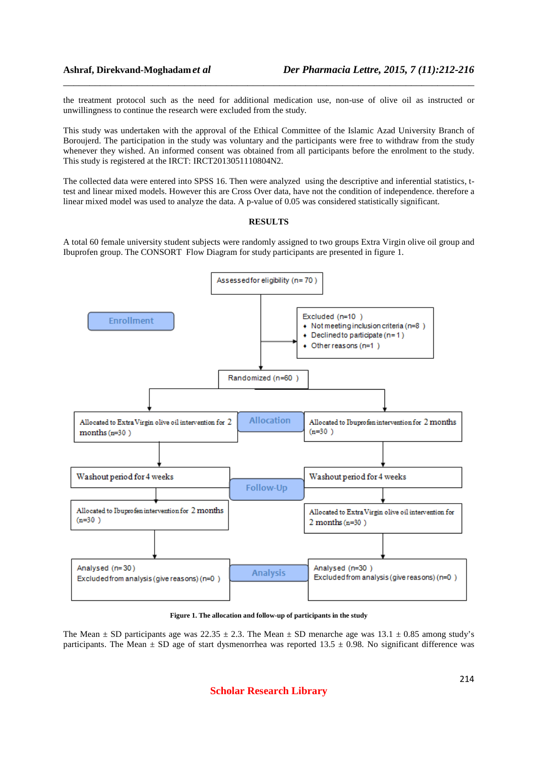the treatment protocol such as the need for additional medication use, non-use of olive oil as instructed or unwillingness to continue the research were excluded from the study.

This study was undertaken with the approval of the Ethical Committee of the Islamic Azad University Branch of Boroujerd. The participation in the study was voluntary and the participants were free to withdraw from the study whenever they wished. An informed consent was obtained from all participants before the enrolment to the study. This study is registered at the IRCT: IRCT2013051110804N2.

The collected data were entered into SPSS 16. Then were analyzed using the descriptive and inferential statistics, t-test and linear mixed models. However this are Cross Over data, have not the condition of independence. therefore a linear mixed model was used to analyze the data. A p-value of 0.05 was considered statistically significant.

## RESULTS

A total 60 female university student subjects were randomly assigned to two groups Extra Virgin olive oil group and Ibuprofen group. The CONSORT Flow Diagram for study participants are presented in figure 1.

**Enrollment**

Assessed for eligibility (n= 70 )

Excluded (n=10 )
- Not meeting inclusion criteria (n=8 )
- Declined to participate (n= 1 )
- Other reasons (n=1 )

Randomized (n=60 )

**Allocation**

Allocated to Extra Virgin olive oil intervention for 2 months (n=30 )

Allocated to Ibuprofen intervention for 2 months (n=30 )

**Follow-Up**

Washout period for 4 weeks

Washout period for 4 weeks

Allocated to Ibuprofen intervention for 2 months (n=30 )

Allocated to Extra Virgin olive oil intervention for 2 months (n=30 )

**Analysis**

Analysed (n= 30 )
Excluded from analysis (give reasons) (n=0 )

Analysed (n=30 )
Excluded from analysis (give reasons) (n=0 )

**Figure 1. The allocation and follow-up of participants in the study**

The Mean ± SD participants age was 22.35 ± 2.3. The Mean ± SD menarche age was 13.1 ± 0.85 among study's participants. The Mean ± SD age of start dysmenorrhea was reported 13.5 ± 0.98. No significant difference was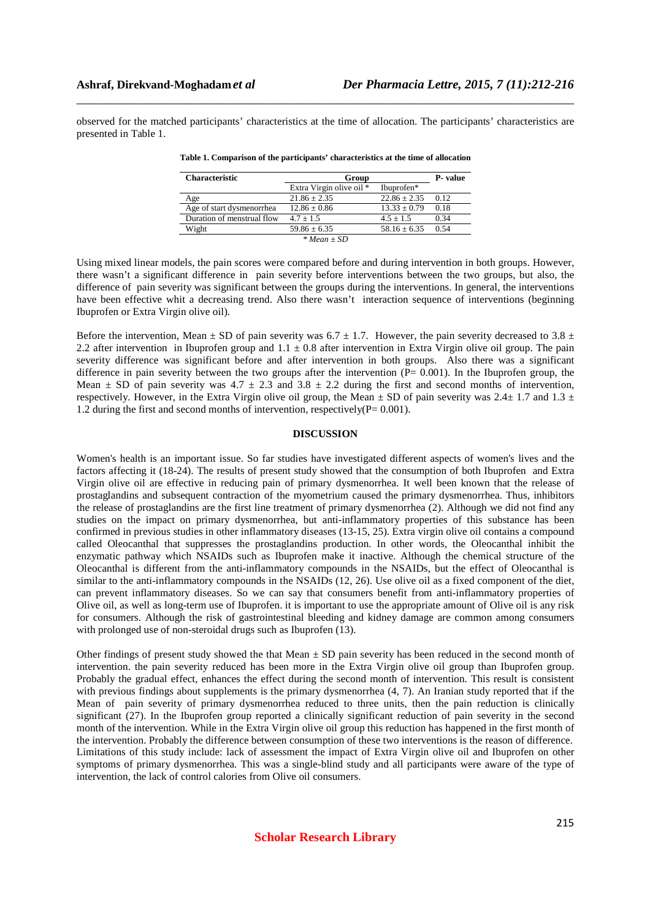observed for the matched participants' characteristics at the time of allocation. The participants' characteristics are presented in Table 1.

**Table 1. Comparison of the participants' characteristics at the time of allocation**

| Characteristic | Group | | P- value |
|---|---|---|---|
| | Extra Virgin olive oil * | Ibuprofen* | |
| Age | 21.86 ± 2.35 | 22.86 ± 2.35 | 0.12 |
| Age of start dysmenorrhea | 12.86 ± 0.86 | 13.33 ± 0.79 | 0.18 |
| Duration of menstrual flow | 4.7 ± 1.5 | 4.5 ± 1.5 | 0.34 |
| Wight | 59.86 ± 6.35 | 58.16 ± 6.35 | 0.54 |

*\* Mean ± SD*

Using mixed linear models, the pain scores were compared before and during intervention in both groups. However, there wasn't a significant difference in pain severity before interventions between the two groups, but also, the difference of pain severity was significant between the groups during the interventions. In general, the interventions have been effective whit a decreasing trend. Also there wasn't interaction sequence of interventions (beginning Ibuprofen or Extra Virgin olive oil).

Before the intervention, Mean ± SD of pain severity was 6.7 ± 1.7. However, the pain severity decreased to 3.8 ± 2.2 after intervention in Ibuprofen group and 1.1 ± 0.8 after intervention in Extra Virgin olive oil group. The pain severity difference was significant before and after intervention in both groups. Also there was a significant difference in pain severity between the two groups after the intervention (P= 0.001). In the Ibuprofen group, the Mean ± SD of pain severity was 4.7 ± 2.3 and 3.8 ± 2.2 during the first and second months of intervention, respectively. However, in the Extra Virgin olive oil group, the Mean ± SD of pain severity was 2.4± 1.7 and 1.3 ± 1.2 during the first and second months of intervention, respectively(P= 0.001).

## DISCUSSION

Women's health is an important issue. So far studies have investigated different aspects of women's lives and the factors affecting it (18-24). The results of present study showed that the consumption of both Ibuprofen and Extra Virgin olive oil are effective in reducing pain of primary dysmenorrhea. It well been known that the release of prostaglandins and subsequent contraction of the myometrium caused the primary dysmenorrhea. Thus, inhibitors the release of prostaglandins are the first line treatment of primary dysmenorrhea (2). Although we did not find any studies on the impact on primary dysmenorrhea, but anti-inflammatory properties of this substance has been confirmed in previous studies in other inflammatory diseases (13-15, 25). Extra virgin olive oil contains a compound called Oleocanthal that suppresses the prostaglandins production. In other words, the Oleocanthal inhibit the enzymatic pathway which NSAIDs such as Ibuprofen make it inactive. Although the chemical structure of the Oleocanthal is different from the anti-inflammatory compounds in the NSAIDs, but the effect of Oleocanthal is similar to the anti-inflammatory compounds in the NSAIDs (12, 26). Use olive oil as a fixed component of the diet, can prevent inflammatory diseases. So we can say that consumers benefit from anti-inflammatory properties of Olive oil, as well as long-term use of Ibuprofen. it is important to use the appropriate amount of Olive oil is any risk for consumers. Although the risk of gastrointestinal bleeding and kidney damage are common among consumers with prolonged use of non-steroidal drugs such as Ibuprofen (13).

Other findings of present study showed the that Mean ± SD pain severity has been reduced in the second month of intervention. the pain severity reduced has been more in the Extra Virgin olive oil group than Ibuprofen group. Probably the gradual effect, enhances the effect during the second month of intervention. This result is consistent with previous findings about supplements is the primary dysmenorrhea (4, 7). An Iranian study reported that if the Mean of pain severity of primary dysmenorrhea reduced to three units, then the pain reduction is clinically significant (27). In the Ibuprofen group reported a clinically significant reduction of pain severity in the second month of the intervention. While in the Extra Virgin olive oil group this reduction has happened in the first month of the intervention. Probably the difference between consumption of these two interventions is the reason of difference. Limitations of this study include: lack of assessment the impact of Extra Virgin olive oil and Ibuprofen on other symptoms of primary dysmenorrhea. This was a single-blind study and all participants were aware of the type of intervention, the lack of control calories from Olive oil consumers.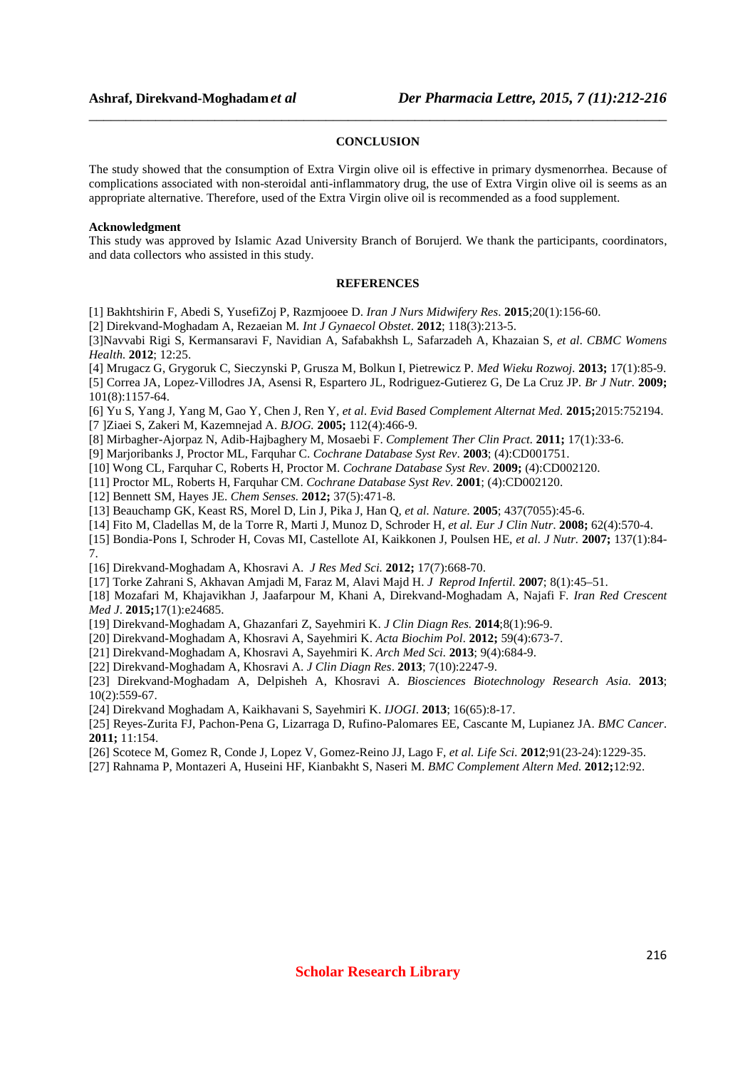## CONCLUSION

The study showed that the consumption of Extra Virgin olive oil is effective in primary dysmenorrhea. Because of complications associated with non-steroidal anti-inflammatory drug, the use of Extra Virgin olive oil is seems as an appropriate alternative. Therefore, used of the Extra Virgin olive oil is recommended as a food supplement.

**Acknowledgment**

This study was approved by Islamic Azad University Branch of Borujerd. We thank the participants, coordinators, and data collectors who assisted in this study.

## REFERENCES

[1] Bakhtshirin F, Abedi S, YusefiZoj P, Razmjooee D. *Iran J Nurs Midwifery Res*. **2015**;20(1):156-60.

[2] Direkvand-Moghadam A, Rezaeian M. *Int J Gynaecol Obstet*. **2012**; 118(3):213-5.

[3]Navvabi Rigi S, Kermansaravi F, Navidian A, Safabakhsh L, Safarzadeh A, Khazaian S, *et al*. *CBMC Womens Health.* **2012**; 12:25.

[4] Mrugacz G, Grygoruk C, Sieczynski P, Grusza M, Bolkun I, Pietrewicz P. *Med Wieku Rozwoj.* **2013;** 17(1):85-9.

[5] Correa JA, Lopez-Villodres JA, Asensi R, Espartero JL, Rodriguez-Gutierez G, De La Cruz JP. *Br J Nutr.* **2009;** 101(8):1157-64.

[6] Yu S, Yang J, Yang M, Gao Y, Chen J, Ren Y, *et al*. *Evid Based Complement Alternat Med.* **2015;**2015:752194.

[7 ]Ziaei S, Zakeri M, Kazemnejad A. *BJOG.* **2005;** 112(4):466-9.

[8] Mirbagher-Ajorpaz N, Adib-Hajbaghery M, Mosaebi F. *Complement Ther Clin Pract.* **2011;** 17(1):33-6.

[9] Marjoribanks J, Proctor ML, Farquhar C. *Cochrane Database Syst Rev*. **2003**; (4):CD001751.

[10] Wong CL, Farquhar C, Roberts H, Proctor M. *Cochrane Database Syst Rev*. **2009;** (4):CD002120.

[11] Proctor ML, Roberts H, Farquhar CM. *Cochrane Database Syst Rev*. **2001**; (4):CD002120.

[12] Bennett SM, Hayes JE. *Chem Senses.* **2012;** 37(5):471-8.

[13] Beauchamp GK, Keast RS, Morel D, Lin J, Pika J, Han Q, *et al. Nature.* **2005**; 437(7055):45-6.

[14] Fito M, Cladellas M, de la Torre R, Marti J, Munoz D, Schroder H, *et al. Eur J Clin Nutr*. **2008;** 62(4):570-4.

[15] Bondia-Pons I, Schroder H, Covas MI, Castellote AI, Kaikkonen J, Poulsen HE, *et al*. *J Nutr.* **2007;** 137(1):84-7.

[16] Direkvand-Moghadam A, Khosravi A. *J Res Med Sci.* **2012;** 17(7):668-70.

[17] Torke Zahrani S, Akhavan Amjadi M, Faraz M, Alavi Majd H. *J Reprod Infertil.* **2007**; 8(1):45–51.

[18] Mozafari M, Khajavikhan J, Jaafarpour M, Khani A, Direkvand-Moghadam A, Najafi F. *Iran Red Crescent Med J*. **2015;**17(1):e24685.

[19] Direkvand-Moghadam A, Ghazanfari Z, Sayehmiri K. *J Clin Diagn Res.* **2014**;8(1):96-9.

[20] Direkvand-Moghadam A, Khosravi A, Sayehmiri K. *Acta Biochim Pol*. **2012;** 59(4):673-7.

[21] Direkvand-Moghadam A, Khosravi A, Sayehmiri K. *Arch Med Sci.* **2013**; 9(4):684-9.

[22] Direkvand-Moghadam A, Khosravi A. *J Clin Diagn Res*. **2013**; 7(10):2247-9.

[23] Direkvand-Moghadam A, Delpisheh A, Khosravi A. *Biosciences Biotechnology Research Asia.* **2013**; 10(2):559-67.

[24] Direkvand Moghadam A, Kaikhavani S, Sayehmiri K. *IJOGI*. **2013**; 16(65):8-17.

[25] Reyes-Zurita FJ, Pachon-Pena G, Lizarraga D, Rufino-Palomares EE, Cascante M, Lupianez JA. *BMC Cancer*. **2011;** 11:154.

[26] Scotece M, Gomez R, Conde J, Lopez V, Gomez-Reino JJ, Lago F, *et al. Life Sci.* **2012**;91(23-24):1229-35.

[27] Rahnama P, Montazeri A, Huseini HF, Kianbakht S, Naseri M. *BMC Complement Altern Med.* **2012;**12:92.